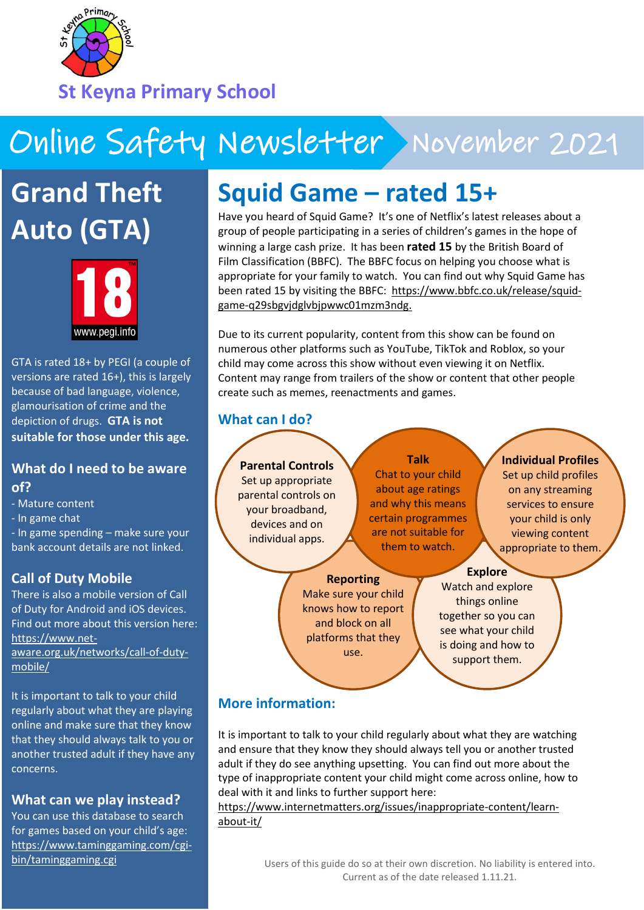St Keyna Primary School

# Online Safety Newsletter November 2021

## Grand Theft Auto (GTA)

18 www.pegi.info

GTA is rated 18+ by PEGI (a couple of versions are rated 16+), this is largely because of bad language, violence, glamourisation of crime and the depiction of drugs. **GTA is not suitable for those under this age.**

### What do I need to be aware of?

- Mature content
- In game chat
- In game spending – make sure your bank account details are not linked.

### Call of Duty Mobile

There is also a mobile version of Call of Duty for Android and iOS devices. Find out more about this version here: https://www.net-aware.org.uk/networks/call-of-duty-mobile/

It is important to talk to your child regularly about what they are playing online and make sure that they know that they should always talk to you or another trusted adult if they have any concerns.

### What can we play instead?

You can use this database to search for games based on your child's age: https://www.taminggaming.com/cgi-bin/taminggaming.cgi

## Squid Game – rated 15+

Have you heard of Squid Game? It's one of Netflix's latest releases about a group of people participating in a series of children's games in the hope of winning a large cash prize. It has been **rated 15** by the British Board of Film Classification (BBFC). The BBFC focus on helping you choose what is appropriate for your family to watch. You can find out why Squid Game has been rated 15 by visiting the BBFC: https://www.bbfc.co.uk/release/squid-game-q29sbgvjdglvbjpwwc01mzm3ndg.

Due to its current popularity, content from this show can be found on numerous other platforms such as YouTube, TikTok and Roblox, so your child may come across this show without even viewing it on Netflix. Content may range from trailers of the show or content that other people create such as memes, reenactments and games.

### What can I do?

**Parental Controls**
Set up appropriate parental controls on your broadband, devices and on individual apps.

**Talk**
Chat to your child about age ratings and why this means certain programmes are not suitable for them to watch.

**Individual Profiles**
Set up child profiles on any streaming services to ensure your child is only viewing content appropriate to them.

**Reporting**
Make sure your child knows how to report and block on all platforms that they use.

**Explore**
Watch and explore things online together so you can see what your child is doing and how to support them.

### More information:

It is important to talk to your child regularly about what they are watching and ensure that they know they should always tell you or another trusted adult if they do see anything upsetting. You can find out more about the type of inappropriate content your child might come across online, how to deal with it and links to further support here: https://www.internetmatters.org/issues/inappropriate-content/learn-about-it/

Users of this guide do so at their own discretion. No liability is entered into. Current as of the date released 1.11.21.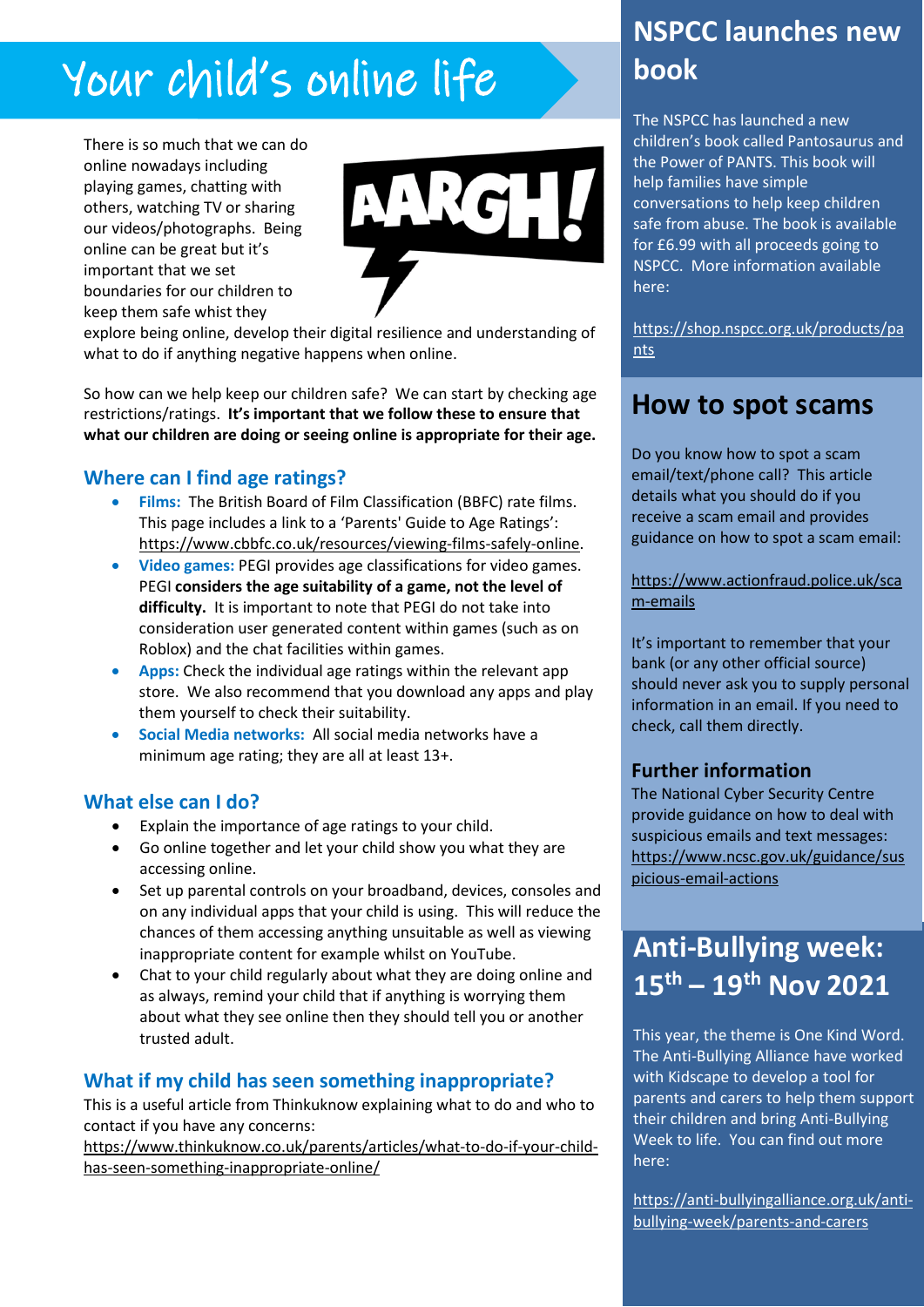# Your child's online life

There is so much that we can do online nowadays including playing games, chatting with others, watching TV or sharing our videos/photographs. Being online can be great but it's important that we set boundaries for our children to keep them safe whilst they explore being online, develop their digital resilience and understanding of what to do if anything negative happens when online.

So how can we help keep our children safe? We can start by checking age restrictions/ratings. **It's important that we follow these to ensure that what our children are doing or seeing online is appropriate for their age.**

## Where can I find age ratings?

- **Films:** The British Board of Film Classification (BBFC) rate films. This page includes a link to a 'Parents' Guide to Age Ratings': https://www.cbbfc.co.uk/resources/viewing-films-safely-online.
- **Video games:** PEGI provides age classifications for video games. PEGI **considers the age suitability of a game, not the level of difficulty.** It is important to note that PEGI do not take into consideration user generated content within games (such as on Roblox) and the chat facilities within games.
- **Apps:** Check the individual age ratings within the relevant app store. We also recommend that you download any apps and play them yourself to check their suitability.
- **Social Media networks:** All social media networks have a minimum age rating; they are all at least 13+.

## What else can I do?

- Explain the importance of age ratings to your child.
- Go online together and let your child show you what they are accessing online.
- Set up parental controls on your broadband, devices, consoles and on any individual apps that your child is using. This will reduce the chances of them accessing anything unsuitable as well as viewing inappropriate content for example whilst on YouTube.
- Chat to your child regularly about what they are doing online and as always, remind your child that if anything is worrying them about what they see online then they should tell you or another trusted adult.

## What if my child has seen something inappropriate?

This is a useful article from Thinkuknow explaining what to do and who to contact if you have any concerns:
https://www.thinkuknow.co.uk/parents/articles/what-to-do-if-your-child-has-seen-something-inappropriate-online/

## NSPCC launches new book

The NSPCC has launched a new children's book called Pantosaurus and the Power of PANTS. This book will help families have simple conversations to help keep children safe from abuse. The book is available for £6.99 with all proceeds going to NSPCC. More information available here:

https://shop.nspcc.org.uk/products/pants

## How to spot scams

Do you know how to spot a scam email/text/phone call? This article details what you should do if you receive a scam email and provides guidance on how to spot a scam email:

https://www.actionfraud.police.uk/scam-emails

It's important to remember that your bank (or any other official source) should never ask you to supply personal information in an email. If you need to check, call them directly.

### Further information

The National Cyber Security Centre provide guidance on how to deal with suspicious emails and text messages: https://www.ncsc.gov.uk/guidance/suspicious-email-actions

## Anti-Bullying week: 15th – 19th Nov 2021

This year, the theme is One Kind Word. The Anti-Bullying Alliance have worked with Kidscape to develop a tool for parents and carers to help them support their children and bring Anti-Bullying Week to life. You can find out more here:

https://anti-bullyingalliance.org.uk/anti-bullying-week/parents-and-carers